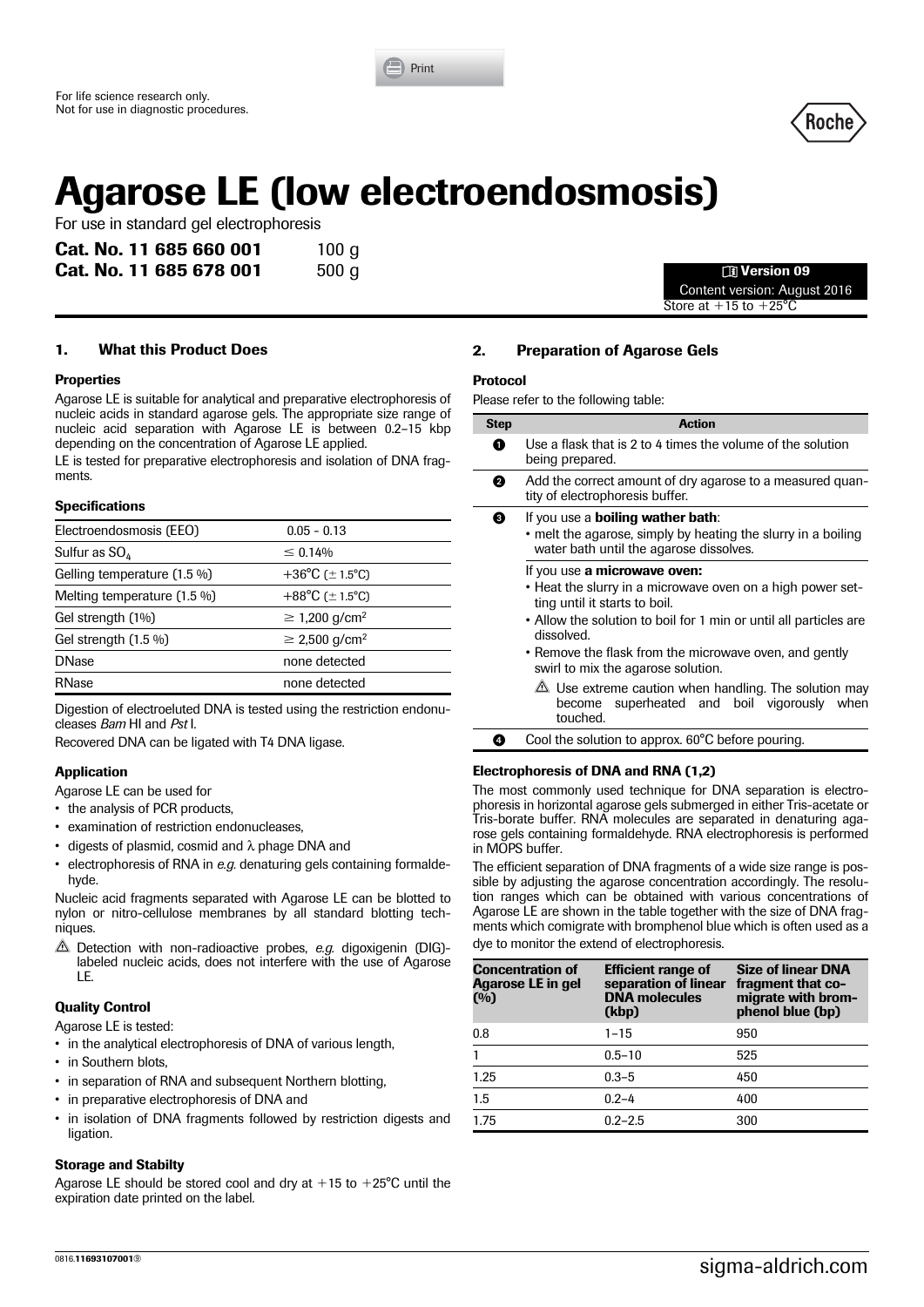For life science research only.
Not for use in diagnostic procedures.

# Agarose LE (low electroendosmosis)

For use in standard gel electrophoresis

**Cat. No. 11 685 660 001** 100 g
**Cat. No. 11 685 678 001** 500 g

**Version 09**
Content version: August 2016
Store at +15 to +25°C

## 1. What this Product Does

### Properties

Agarose LE is suitable for analytical and preparative electrophoresis of nucleic acids in standard agarose gels. The appropriate size range of nucleic acid separation with Agarose LE is between 0.2–15 kbp depending on the concentration of Agarose LE applied.

LE is tested for preparative electrophoresis and isolation of DNA fragments.

### Specifications

| | |
|---|---|
| Electroendosmosis (EEO) | 0.05 - 0.13 |
| Sulfur as $SO_4$ | ≤ 0.14% |
| Gelling temperature (1.5 %) | +36°C (± 1.5°C) |
| Melting temperature (1.5 %) | +88°C (± 1.5°C) |
| Gel strength (1%) | ≥ 1,200 g/cm² |
| Gel strength (1.5 %) | ≥ 2,500 g/cm² |
| DNase | none detected |
| RNase | none detected |

Digestion of electroeluted DNA is tested using the restriction endonucleases *Bam* HI and *Pst* I.

Recovered DNA can be ligated with T4 DNA ligase.

### Application

Agarose LE can be used for

- the analysis of PCR products,
- examination of restriction endonucleases,
- digests of plasmid, cosmid and λ phage DNA and
- electrophoresis of RNA in *e.g.* denaturing gels containing formaldehyde.

Nucleic acid fragments separated with Agarose LE can be blotted to nylon or nitro-cellulose membranes by all standard blotting techniques.

⚠ Detection with non-radioactive probes, *e.g.* digoxigenin (DIG)-labeled nucleic acids, does not interfere with the use of Agarose LE.

### Quality Control

Agarose LE is tested:

- in the analytical electrophoresis of DNA of various length,
- in Southern blots,
- in separation of RNA and subsequent Northern blotting,
- in preparative electrophoresis of DNA and
- in isolation of DNA fragments followed by restriction digests and ligation.

### Storage and Stabilty

Agarose LE should be stored cool and dry at +15 to +25°C until the expiration date printed on the label.

## 2. Preparation of Agarose Gels

### Protocol

Please refer to the following table:

| Step | Action |
|---|---|
| 1 | Use a flask that is 2 to 4 times the volume of the solution being prepared. |
| 2 | Add the correct amount of dry agarose to a measured quantity of electrophoresis buffer. |
| 3 | If you use a **boiling wather bath**: • melt the agarose, simply by heating the slurry in a boiling water bath until the agarose dissolves. |
| | If you use **a microwave oven:** • Heat the slurry in a microwave oven on a high power setting until it starts to boil. • Allow the solution to boil for 1 min or until all particles are dissolved. • Remove the flask from the microwave oven, and gently swirl to mix the agarose solution. ⚠ Use extreme caution when handling. The solution may become superheated and boil vigorously when touched. |
| 4 | Cool the solution to approx. 60°C before pouring. |

### Electrophoresis of DNA and RNA (1,2)

The most commonly used technique for DNA separation is electrophoresis in horizontal agarose gels submerged in either Tris-acetate or Tris-borate buffer. RNA molecules are separated in denaturing agarose gels containing formaldehyde. RNA electrophoresis is performed in MOPS buffer.

The efficient separation of DNA fragments of a wide size range is possible by adjusting the agarose concentration accordingly. The resolution ranges which can be obtained with various concentrations of Agarose LE are shown in the table together with the size of DNA fragments which comigrate with bromphenol blue which is often used as a dye to monitor the extend of electrophoresis.

| Concentration of Agarose LE in gel (%) | Efficient range of separation of linear DNA molecules (kbp) | Size of linear DNA fragment that co-migrate with bromphenol blue (bp) |
|---|---|---|
| 0.8 | 1–15 | 950 |
| 1 | 0.5–10 | 525 |
| 1.25 | 0.3–5 | 450 |
| 1.5 | 0.2–4 | 400 |
| 1.75 | 0.2–2.5 | 300 |

0816.11693107001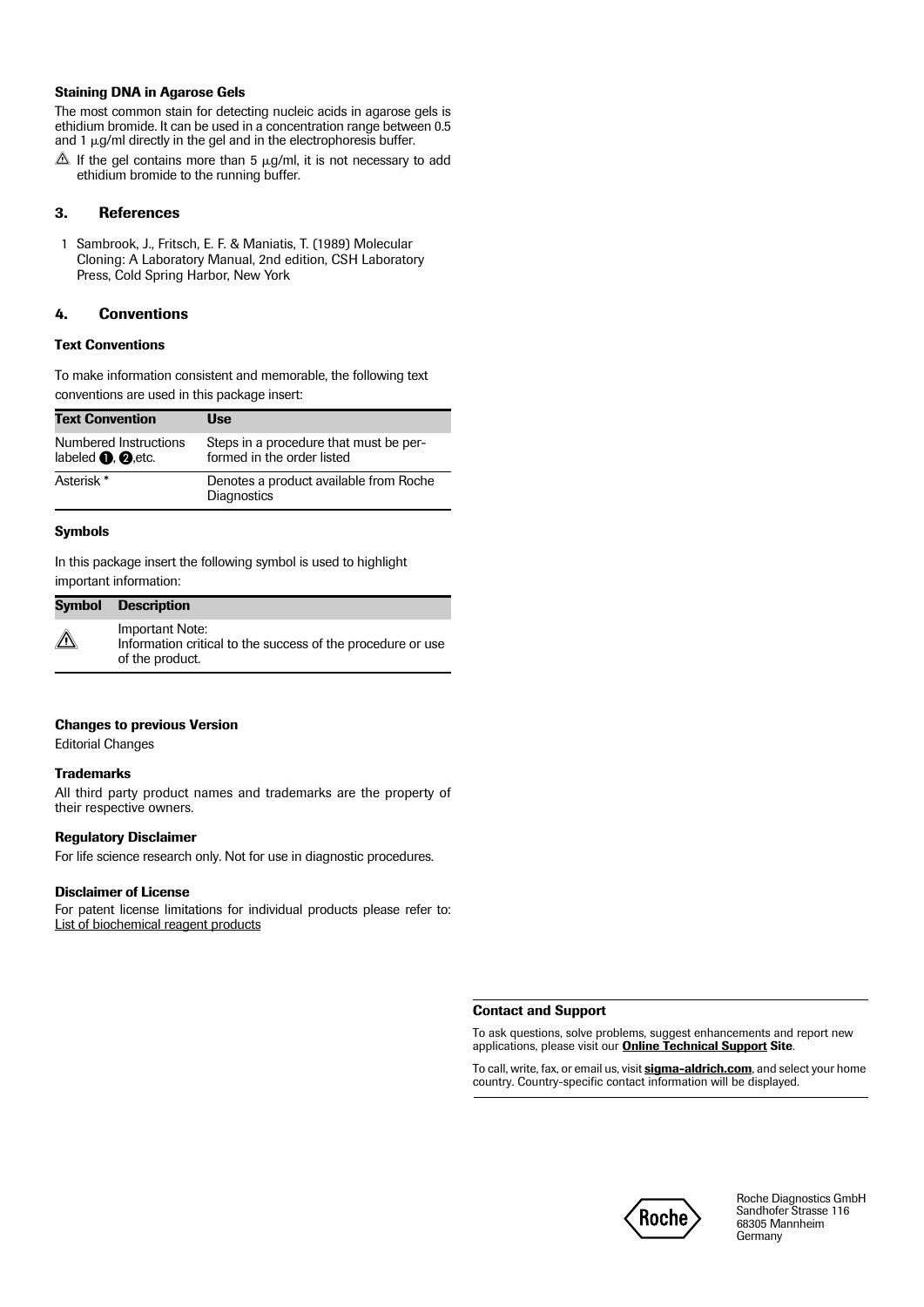**Staining DNA in Agarose Gels**

The most common stain for detecting nucleic acids in agarose gels is ethidium bromide. It can be used in a concentration range between 0.5 and 1 µg/ml directly in the gel and in the electrophoresis buffer.

⚠ If the gel contains more than 5 µg/ml, it is not necessary to add ethidium bromide to the running buffer.

## 3. References

1 Sambrook, J., Fritsch, E. F. & Maniatis, T. (1989) Molecular Cloning: A Laboratory Manual, 2nd edition, CSH Laboratory Press, Cold Spring Harbor, New York

## 4. Conventions

### Text Conventions

To make information consistent and memorable, the following text conventions are used in this package insert:

| Text Convention | Use |
| --- | --- |
| Numbered Instructions labeled ❶, ❷,etc. | Steps in a procedure that must be performed in the order listed |
| Asterisk * | Denotes a product available from Roche Diagnostics |

### Symbols

In this package insert the following symbol is used to highlight important information:

| Symbol | Description |
| --- | --- |
| ⚠ | Important Note: Information critical to the success of the procedure or use of the product. |

**Changes to previous Version**

Editorial Changes

**Trademarks**

All third party product names and trademarks are the property of their respective owners.

**Regulatory Disclaimer**

For life science research only. Not for use in diagnostic procedures.

**Disclaimer of License**

For patent license limitations for individual products please refer to: List of biochemical reagent products

**Contact and Support**

To ask questions, solve problems, suggest enhancements and report new applications, please visit our **Online Technical Support Site**.

To call, write, fax, or email us, visit **sigma-aldrich.com**, and select your home country. Country-specific contact information will be displayed.

Roche Diagnostics GmbH
Sandhofer Strasse 116
68305 Mannheim
Germany